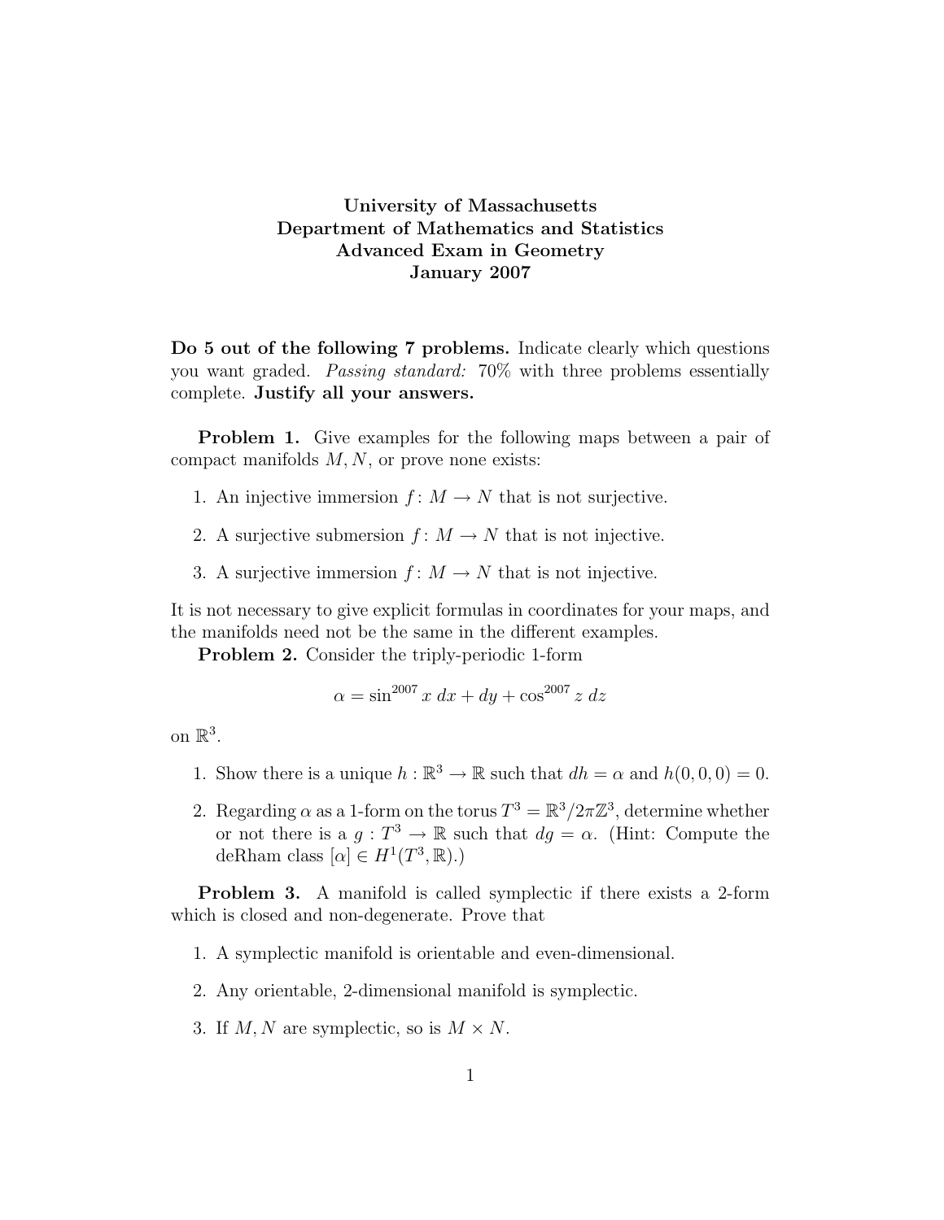# University of Massachusetts
## Department of Mathematics and Statistics
## Advanced Exam in Geometry
## January 2007

**Do 5 out of the following 7 problems.** Indicate clearly which questions you want graded. *Passing standard:* 70% with three problems essentially complete. **Justify all your answers.**

**Problem 1.** Give examples for the following maps between a pair of compact manifolds $M, N$, or prove none exists:

1. An injective immersion $f\colon M \to N$ that is not surjective.
2. A surjective submersion $f\colon M \to N$ that is not injective.
3. A surjective immersion $f\colon M \to N$ that is not injective.

It is not necessary to give explicit formulas in coordinates for your maps, and the manifolds need not be the same in the different examples.

**Problem 2.** Consider the triply-periodic 1-form

$$\alpha = \sin^{2007} x \, dx + dy + \cos^{2007} z \, dz$$

on $\mathbb{R}^3$.

1. Show there is a unique $h : \mathbb{R}^3 \to \mathbb{R}$ such that $dh = \alpha$ and $h(0,0,0) = 0$.
2. Regarding $\alpha$ as a 1-form on the torus $T^3 = \mathbb{R}^3/2\pi\mathbb{Z}^3$, determine whether or not there is a $g : T^3 \to \mathbb{R}$ such that $dg = \alpha$. (Hint: Compute the deRham class $[\alpha] \in H^1(T^3, \mathbb{R})$.)

**Problem 3.** A manifold is called symplectic if there exists a 2-form which is closed and non-degenerate. Prove that

1. A symplectic manifold is orientable and even-dimensional.
2. Any orientable, 2-dimensional manifold is symplectic.
3. If $M, N$ are symplectic, so is $M \times N$.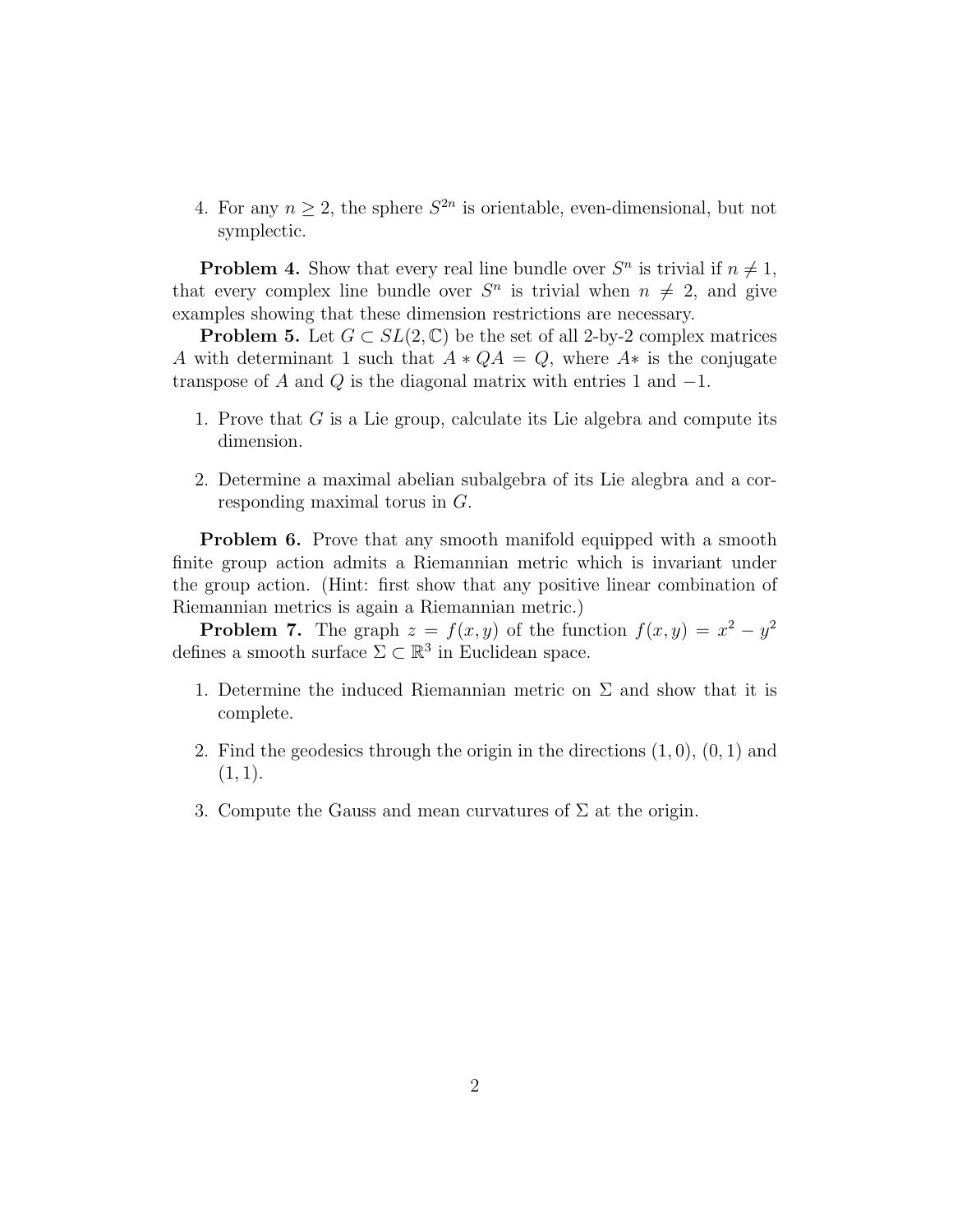4. For any $n \geq 2$, the sphere $S^{2n}$ is orientable, even-dimensional, but not symplectic.

**Problem 4.** Show that every real line bundle over $S^n$ is trivial if $n \neq 1$, that every complex line bundle over $S^n$ is trivial when $n \neq 2$, and give examples showing that these dimension restrictions are necessary.

**Problem 5.** Let $G \subset SL(2, \mathbb{C})$ be the set of all 2-by-2 complex matrices $A$ with determinant 1 such that $A * QA = Q$, where $A*$ is the conjugate transpose of $A$ and $Q$ is the diagonal matrix with entries 1 and $-1$.

1. Prove that $G$ is a Lie group, calculate its Lie algebra and compute its dimension.

2. Determine a maximal abelian subalgebra of its Lie alegbra and a corresponding maximal torus in $G$.

**Problem 6.** Prove that any smooth manifold equipped with a smooth finite group action admits a Riemannian metric which is invariant under the group action. (Hint: first show that any positive linear combination of Riemannian metrics is again a Riemannian metric.)

**Problem 7.** The graph $z = f(x, y)$ of the function $f(x, y) = x^2 - y^2$ defines a smooth surface $\Sigma \subset \mathbb{R}^3$ in Euclidean space.

1. Determine the induced Riemannian metric on $\Sigma$ and show that it is complete.

2. Find the geodesics through the origin in the directions $(1, 0)$, $(0, 1)$ and $(1, 1)$.

3. Compute the Gauss and mean curvatures of $\Sigma$ at the origin.